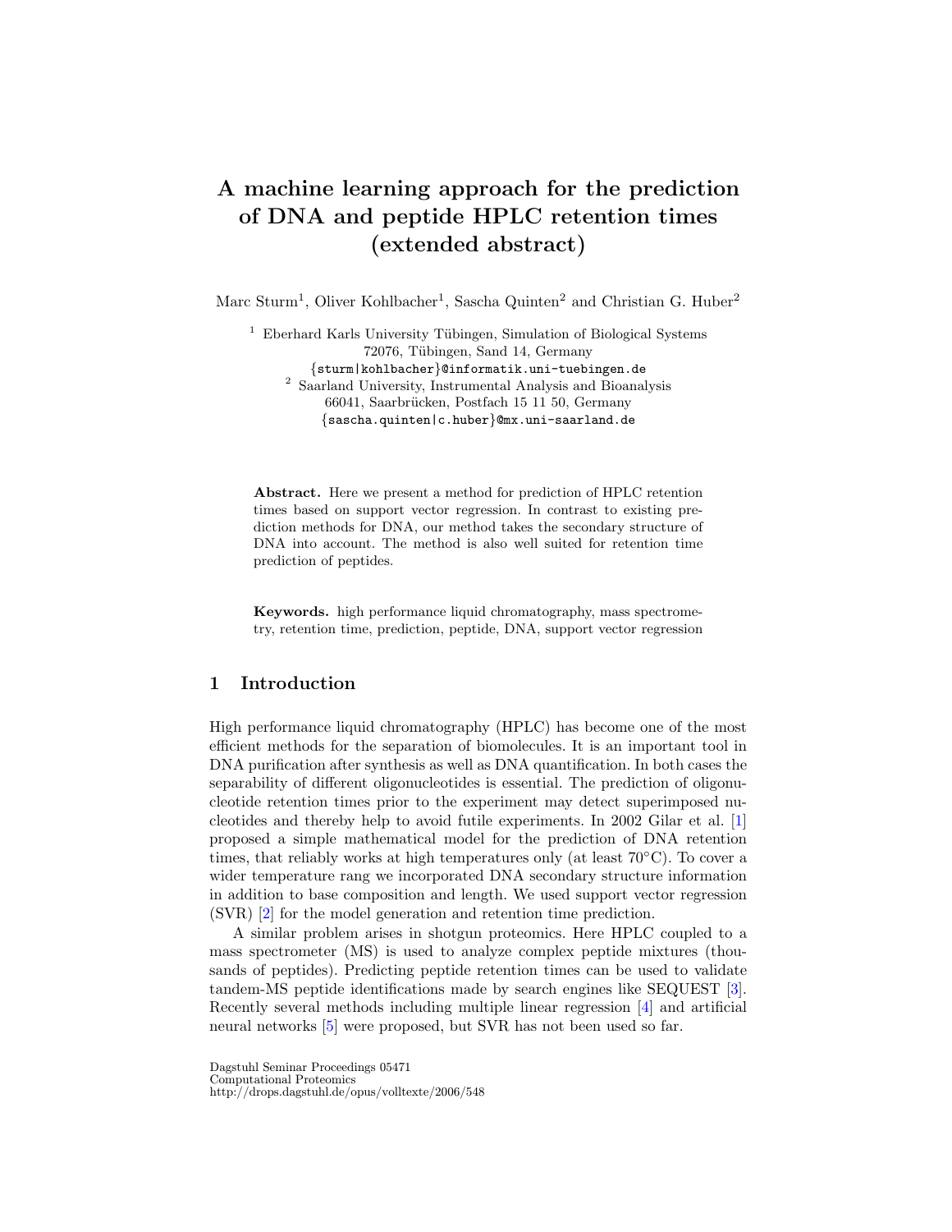# A machine learning approach for the prediction of DNA and peptide HPLC retention times (extended abstract)

Marc Sturm[1], Oliver Kohlbacher[1], Sascha Quinten[2] and Christian G. Huber[2]

[1] Eberhard Karls University Tübingen, Simulation of Biological Systems
72076, Tübingen, Sand 14, Germany
{sturm|kohlbacher}@informatik.uni-tuebingen.de

[2] Saarland University, Instrumental Analysis and Bioanalysis
66041, Saarbrücken, Postfach 15 11 50, Germany
{sascha.quinten|c.huber}@mx.uni-saarland.de

**Abstract.** Here we present a method for prediction of HPLC retention times based on support vector regression. In contrast to existing prediction methods for DNA, our method takes the secondary structure of DNA into account. The method is also well suited for retention time prediction of peptides.

**Keywords.** high performance liquid chromatography, mass spectrometry, retention time, prediction, peptide, DNA, support vector regression

## 1 Introduction

High performance liquid chromatography (HPLC) has become one of the most efficient methods for the separation of biomolecules. It is an important tool in DNA purification after synthesis as well as DNA quantification. In both cases the separability of different oligonucleotides is essential. The prediction of oligonucleotide retention times prior to the experiment may detect superimposed nucleotides and thereby help to avoid futile experiments. In 2002 Gilar et al. [1] proposed a simple mathematical model for the prediction of DNA retention times, that reliably works at high temperatures only (at least 70°C). To cover a wider temperature rang we incorporated DNA secondary structure information in addition to base composition and length. We used support vector regression (SVR) [2] for the model generation and retention time prediction.

A similar problem arises in shotgun proteomics. Here HPLC coupled to a mass spectrometer (MS) is used to analyze complex peptide mixtures (thousands of peptides). Predicting peptide retention times can be used to validate tandem-MS peptide identifications made by search engines like SEQUEST [3]. Recently several methods including multiple linear regression [4] and artificial neural networks [5] were proposed, but SVR has not been used so far.

Dagstuhl Seminar Proceedings 05471
Computational Proteomics
http://drops.dagstuhl.de/opus/volltexte/2006/548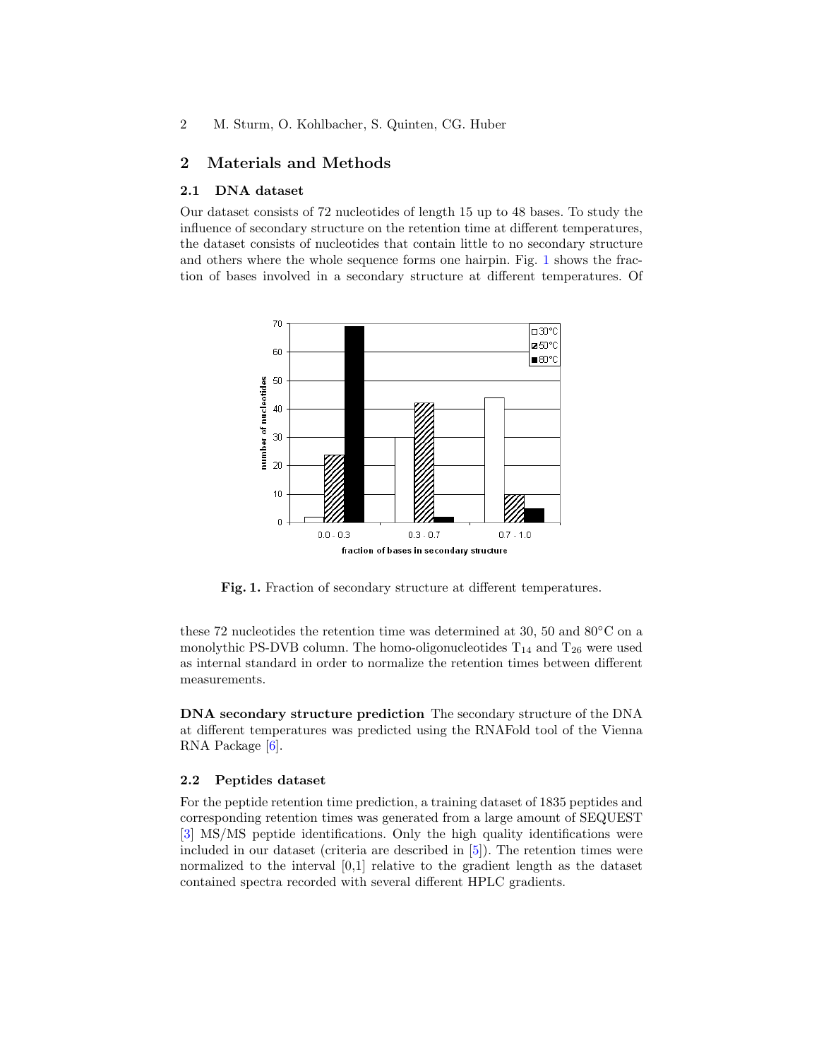## 2 Materials and Methods

### 2.1 DNA dataset

Our dataset consists of 72 nucleotides of length 15 up to 48 bases. To study the influence of secondary structure on the retention time at different temperatures, the dataset consists of nucleotides that contain little to no secondary structure and others where the whole sequence forms one hairpin. Fig. 1 shows the fraction of bases involved in a secondary structure at different temperatures. Of

**Fig. 1.** Fraction of secondary structure at different temperatures.

these 72 nucleotides the retention time was determined at 30, 50 and 80°C on a monolythic PS-DVB column. The homo-oligonucleotides $T_{14}$ and $T_{26}$ were used as internal standard in order to normalize the retention times between different measurements.

**DNA secondary structure prediction** The secondary structure of the DNA at different temperatures was predicted using the RNAFold tool of the Vienna RNA Package [6].

### 2.2 Peptides dataset

For the peptide retention time prediction, a training dataset of 1835 peptides and corresponding retention times was generated from a large amount of SEQUEST [3] MS/MS peptide identifications. Only the high quality identifications were included in our dataset (criteria are described in [5]). The retention times were normalized to the interval [0,1] relative to the gradient length as the dataset contained spectra recorded with several different HPLC gradients.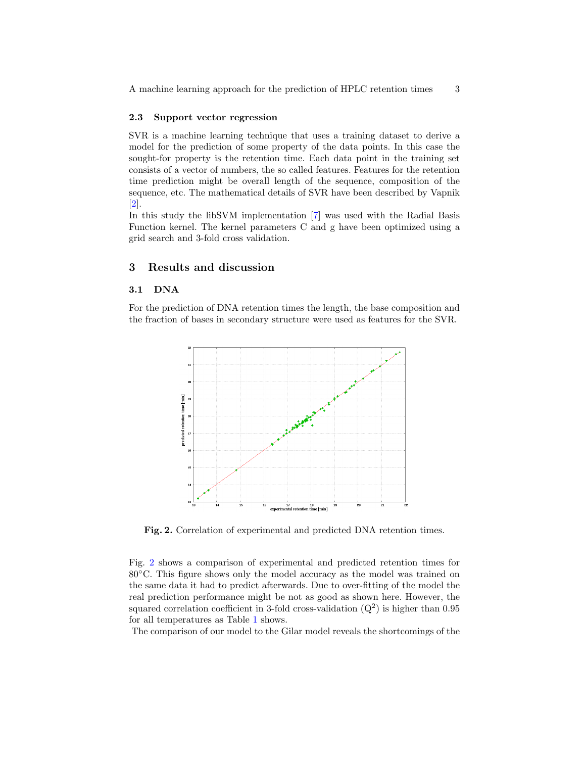### 2.3 Support vector regression

SVR is a machine learning technique that uses a training dataset to derive a model for the prediction of some property of the data points. In this case the sought-for property is the retention time. Each data point in the training set consists of a vector of numbers, the so called features. Features for the retention time prediction might be overall length of the sequence, composition of the sequence, etc. The mathematical details of SVR have been described by Vapnik [2].

In this study the libSVM implementation [7] was used with the Radial Basis Function kernel. The kernel parameters C and g have been optimized using a grid search and 3-fold cross validation.

## 3 Results and discussion

### 3.1 DNA

For the prediction of DNA retention times the length, the base composition and the fraction of bases in secondary structure were used as features for the SVR.

**Fig. 2.** Correlation of experimental and predicted DNA retention times.

Fig. 2 shows a comparison of experimental and predicted retention times for 80°C. This figure shows only the model accuracy as the model was trained on the same data it had to predict afterwards. Due to over-fitting of the model the real prediction performance might be not as good as shown here. However, the squared correlation coefficient in 3-fold cross-validation ($Q^2$) is higher than 0.95 for all temperatures as Table 1 shows.

The comparison of our model to the Gilar model reveals the shortcomings of the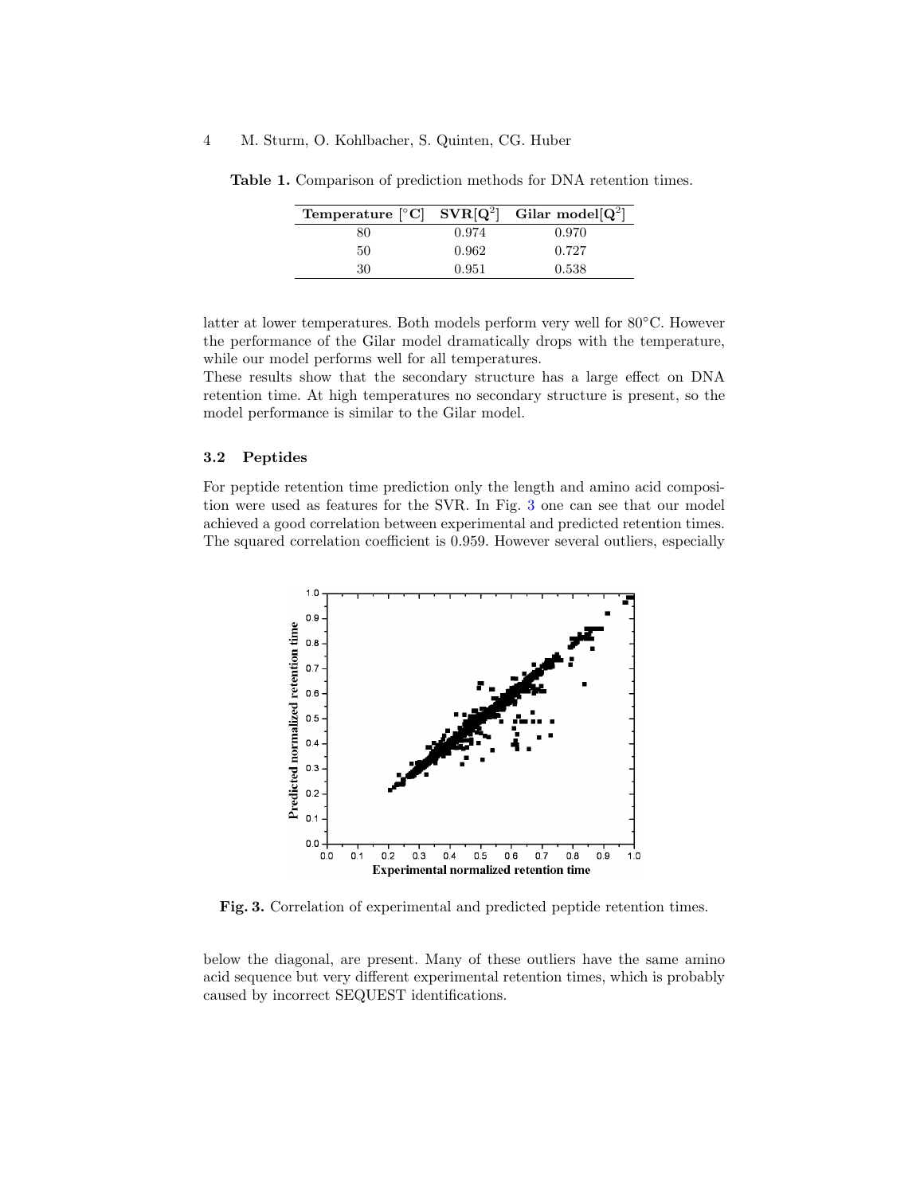**Table 1.** Comparison of prediction methods for DNA retention times.

| Temperature [°C] | SVR[$Q^2$] | Gilar model[$Q^2$] |
|---|---|---|
| 80 | 0.974 | 0.970 |
| 50 | 0.962 | 0.727 |
| 30 | 0.951 | 0.538 |

latter at lower temperatures. Both models perform very well for 80°C. However the performance of the Gilar model dramatically drops with the temperature, while our model performs well for all temperatures.
These results show that the secondary structure has a large effect on DNA retention time. At high temperatures no secondary structure is present, so the model performance is similar to the Gilar model.

### 3.2 Peptides

For peptide retention time prediction only the length and amino acid composition were used as features for the SVR. In Fig. 3 one can see that our model achieved a good correlation between experimental and predicted retention times. The squared correlation coefficient is 0.959. However several outliers, especially

**Fig. 3.** Correlation of experimental and predicted peptide retention times.

below the diagonal, are present. Many of these outliers have the same amino acid sequence but very different experimental retention times, which is probably caused by incorrect SEQUEST identifications.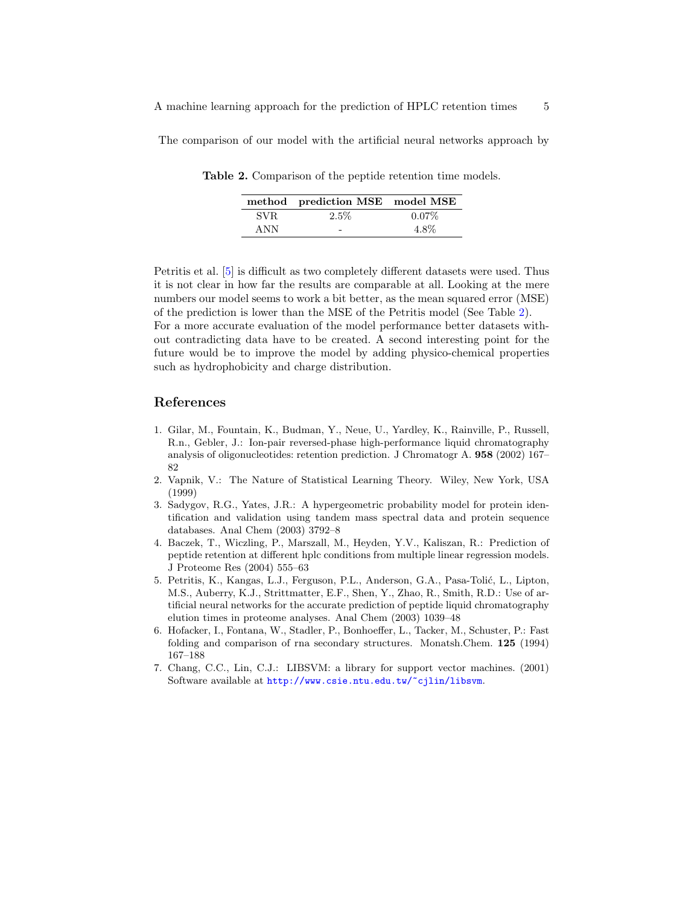The comparison of our model with the artificial neural networks approach by

**Table 2.** Comparison of the peptide retention time models.

| method | prediction MSE | model MSE |
|---|---|---|
| SVR | 2.5% | 0.07% |
| ANN | - | 4.8% |

Petritis et al. [5] is difficult as two completely different datasets were used. Thus it is not clear in how far the results are comparable at all. Looking at the mere numbers our model seems to work a bit better, as the mean squared error (MSE) of the prediction is lower than the MSE of the Petritis model (See Table 2). For a more accurate evaluation of the model performance better datasets without contradicting data have to be created. A second interesting point for the future would be to improve the model by adding physico-chemical properties such as hydrophobicity and charge distribution.

## References

1. Gilar, M., Fountain, K., Budman, Y., Neue, U., Yardley, K., Rainville, P., Russell, R.n., Gebler, J.: Ion-pair reversed-phase high-performance liquid chromatography analysis of oligonucleotides: retention prediction. J Chromatogr A. **958** (2002) 167–82
2. Vapnik, V.: The Nature of Statistical Learning Theory. Wiley, New York, USA (1999)
3. Sadygov, R.G., Yates, J.R.: A hypergeometric probability model for protein identification and validation using tandem mass spectral data and protein sequence databases. Anal Chem (2003) 3792–8
4. Baczek, T., Wiczling, P., Marszall, M., Heyden, Y.V., Kaliszan, R.: Prediction of peptide retention at different hplc conditions from multiple linear regression models. J Proteome Res (2004) 555–63
5. Petritis, K., Kangas, L.J., Ferguson, P.L., Anderson, G.A., Pasa-Tolić, L., Lipton, M.S., Auberry, K.J., Strittmatter, E.F., Shen, Y., Zhao, R., Smith, R.D.: Use of artificial neural networks for the accurate prediction of peptide liquid chromatography elution times in proteome analyses. Anal Chem (2003) 1039–48
6. Hofacker, I., Fontana, W., Stadler, P., Bonhoeffer, L., Tacker, M., Schuster, P.: Fast folding and comparison of rna secondary structures. Monatsh.Chem. **125** (1994) 167–188
7. Chang, C.C., Lin, C.J.: LIBSVM: a library for support vector machines. (2001) Software available at http://www.csie.ntu.edu.tw/~cjlin/libsvm.